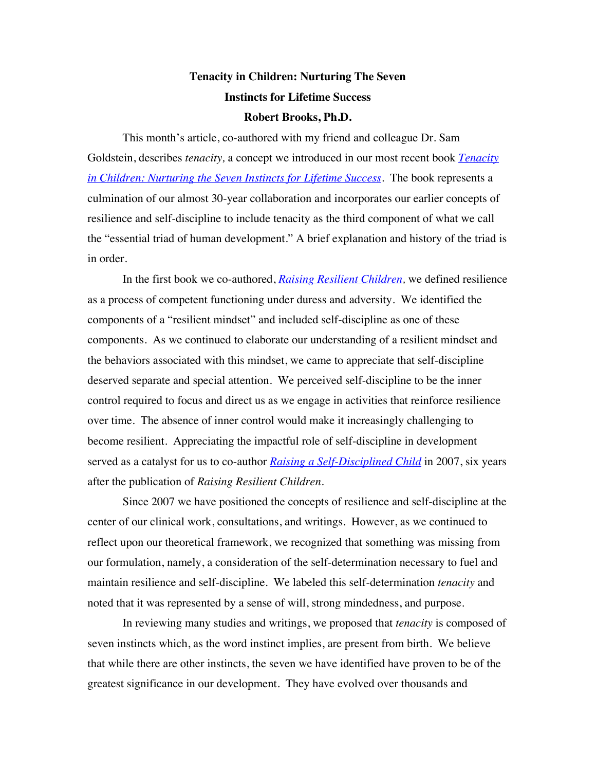# Tenacity in Children: Nurturing The Seven Instincts for Lifetime Success

**Robert Brooks, Ph.D.**

This month's article, co-authored with my friend and colleague Dr. Sam Goldstein, describes *tenacity,* a concept we introduced in our most recent book *Tenacity in Children: Nurturing the Seven Instincts for Lifetime Success*. The book represents a culmination of our almost 30-year collaboration and incorporates our earlier concepts of resilience and self-discipline to include tenacity as the third component of what we call the "essential triad of human development." A brief explanation and history of the triad is in order.

In the first book we co-authored, *Raising Resilient Children,* we defined resilience as a process of competent functioning under duress and adversity. We identified the components of a "resilient mindset" and included self-discipline as one of these components. As we continued to elaborate our understanding of a resilient mindset and the behaviors associated with this mindset, we came to appreciate that self-discipline deserved separate and special attention. We perceived self-discipline to be the inner control required to focus and direct us as we engage in activities that reinforce resilience over time. The absence of inner control would make it increasingly challenging to become resilient. Appreciating the impactful role of self-discipline in development served as a catalyst for us to co-author *Raising a Self-Disciplined Child* in 2007, six years after the publication of *Raising Resilient Children*.

Since 2007 we have positioned the concepts of resilience and self-discipline at the center of our clinical work, consultations, and writings. However, as we continued to reflect upon our theoretical framework, we recognized that something was missing from our formulation, namely, a consideration of the self-determination necessary to fuel and maintain resilience and self-discipline. We labeled this self-determination *tenacity* and noted that it was represented by a sense of will, strong mindedness, and purpose.

In reviewing many studies and writings, we proposed that *tenacity* is composed of seven instincts which, as the word instinct implies, are present from birth. We believe that while there are other instincts, the seven we have identified have proven to be of the greatest significance in our development. They have evolved over thousands and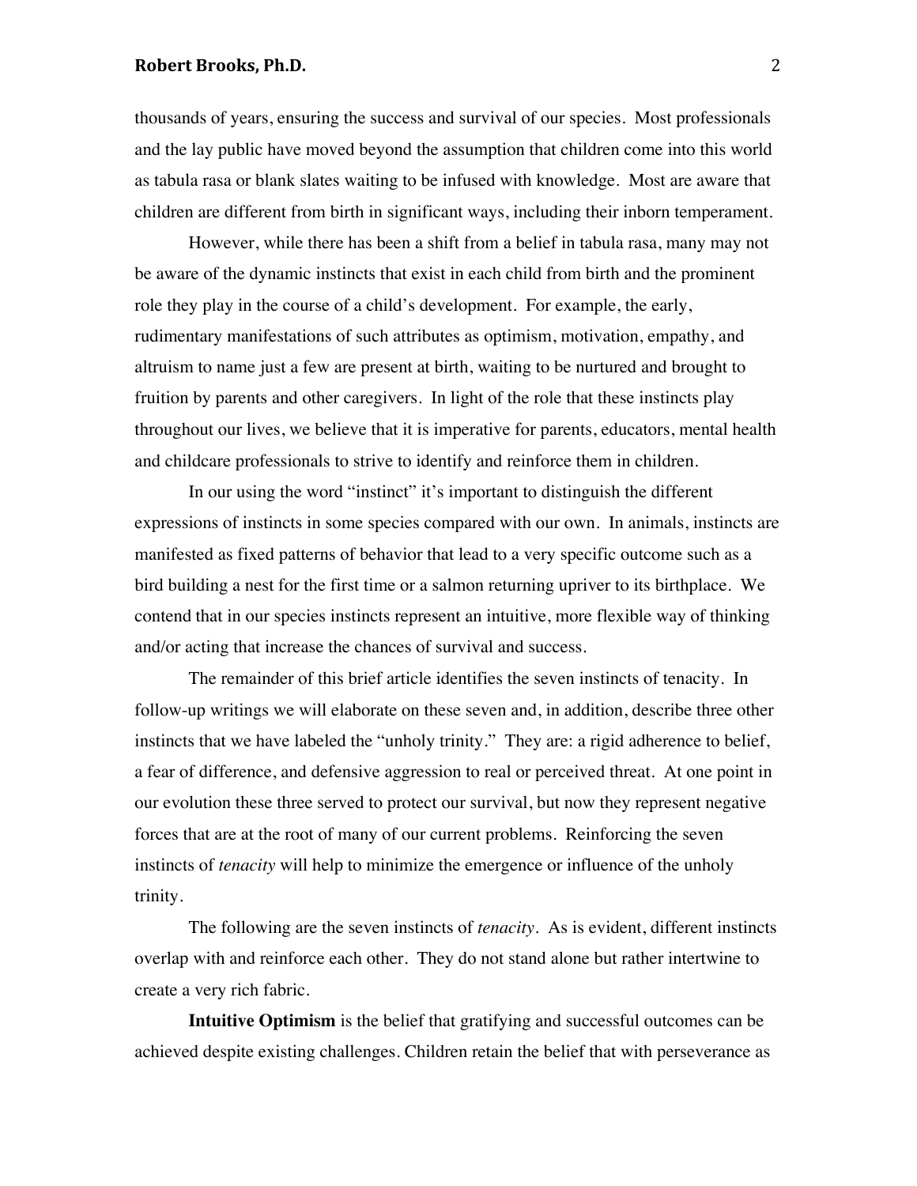thousands of years, ensuring the success and survival of our species. Most professionals and the lay public have moved beyond the assumption that children come into this world as tabula rasa or blank slates waiting to be infused with knowledge. Most are aware that children are different from birth in significant ways, including their inborn temperament.

However, while there has been a shift from a belief in tabula rasa, many may not be aware of the dynamic instincts that exist in each child from birth and the prominent role they play in the course of a child's development. For example, the early, rudimentary manifestations of such attributes as optimism, motivation, empathy, and altruism to name just a few are present at birth, waiting to be nurtured and brought to fruition by parents and other caregivers. In light of the role that these instincts play throughout our lives, we believe that it is imperative for parents, educators, mental health and childcare professionals to strive to identify and reinforce them in children.

In our using the word "instinct" it's important to distinguish the different expressions of instincts in some species compared with our own. In animals, instincts are manifested as fixed patterns of behavior that lead to a very specific outcome such as a bird building a nest for the first time or a salmon returning upriver to its birthplace. We contend that in our species instincts represent an intuitive, more flexible way of thinking and/or acting that increase the chances of survival and success.

The remainder of this brief article identifies the seven instincts of tenacity. In follow-up writings we will elaborate on these seven and, in addition, describe three other instincts that we have labeled the "unholy trinity." They are: a rigid adherence to belief, a fear of difference, and defensive aggression to real or perceived threat. At one point in our evolution these three served to protect our survival, but now they represent negative forces that are at the root of many of our current problems. Reinforcing the seven instincts of *tenacity* will help to minimize the emergence or influence of the unholy trinity.

The following are the seven instincts of *tenacity*. As is evident, different instincts overlap with and reinforce each other. They do not stand alone but rather intertwine to create a very rich fabric.

**Intuitive Optimism** is the belief that gratifying and successful outcomes can be achieved despite existing challenges. Children retain the belief that with perseverance as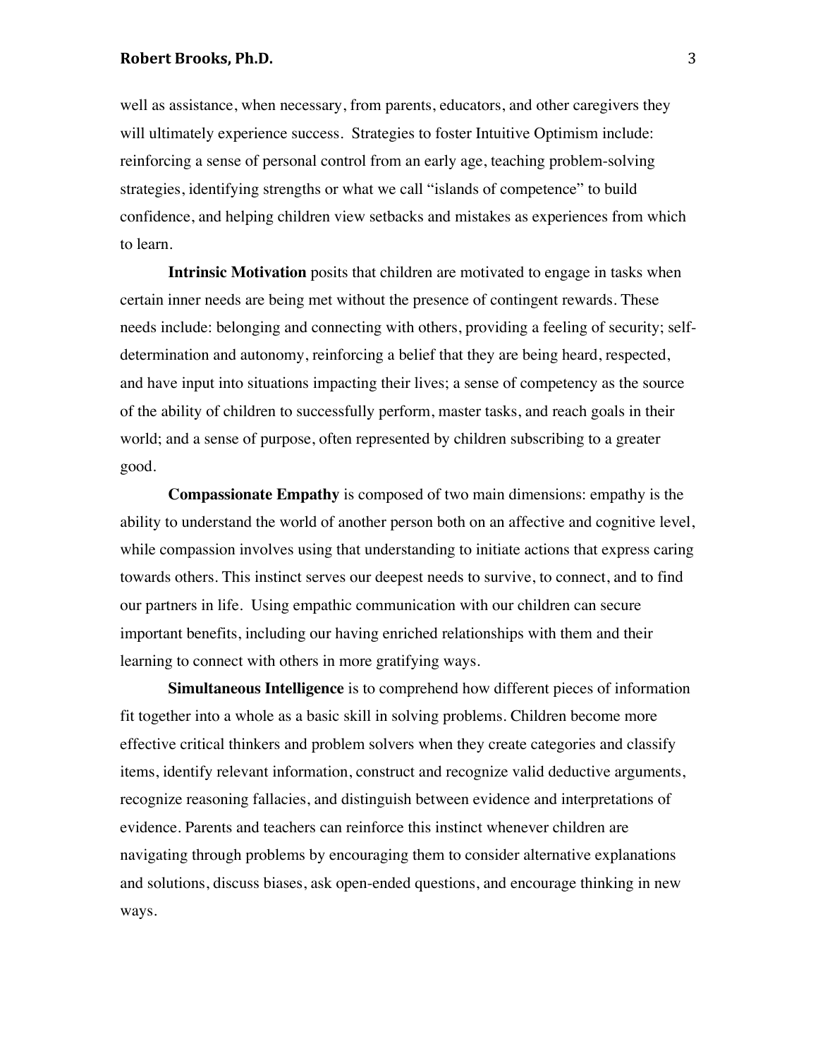well as assistance, when necessary, from parents, educators, and other caregivers they will ultimately experience success. Strategies to foster Intuitive Optimism include: reinforcing a sense of personal control from an early age, teaching problem-solving strategies, identifying strengths or what we call "islands of competence" to build confidence, and helping children view setbacks and mistakes as experiences from which to learn.

**Intrinsic Motivation** posits that children are motivated to engage in tasks when certain inner needs are being met without the presence of contingent rewards. These needs include: belonging and connecting with others, providing a feeling of security; self-determination and autonomy, reinforcing a belief that they are being heard, respected, and have input into situations impacting their lives; a sense of competency as the source of the ability of children to successfully perform, master tasks, and reach goals in their world; and a sense of purpose, often represented by children subscribing to a greater good.

**Compassionate Empathy** is composed of two main dimensions: empathy is the ability to understand the world of another person both on an affective and cognitive level, while compassion involves using that understanding to initiate actions that express caring towards others. This instinct serves our deepest needs to survive, to connect, and to find our partners in life. Using empathic communication with our children can secure important benefits, including our having enriched relationships with them and their learning to connect with others in more gratifying ways.

**Simultaneous Intelligence** is to comprehend how different pieces of information fit together into a whole as a basic skill in solving problems. Children become more effective critical thinkers and problem solvers when they create categories and classify items, identify relevant information, construct and recognize valid deductive arguments, recognize reasoning fallacies, and distinguish between evidence and interpretations of evidence. Parents and teachers can reinforce this instinct whenever children are navigating through problems by encouraging them to consider alternative explanations and solutions, discuss biases, ask open-ended questions, and encourage thinking in new ways.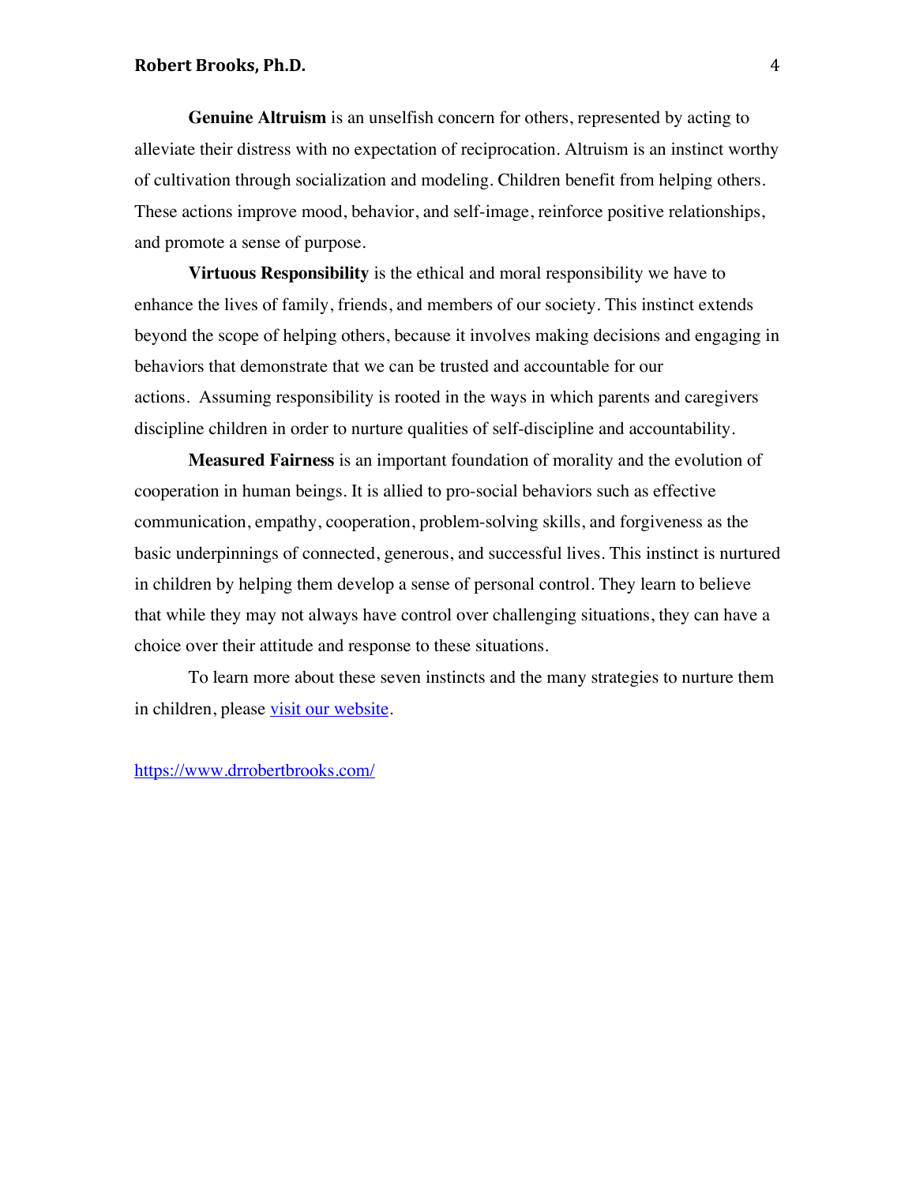**Genuine Altruism** is an unselfish concern for others, represented by acting to alleviate their distress with no expectation of reciprocation. Altruism is an instinct worthy of cultivation through socialization and modeling. Children benefit from helping others. These actions improve mood, behavior, and self-image, reinforce positive relationships, and promote a sense of purpose.

**Virtuous Responsibility** is the ethical and moral responsibility we have to enhance the lives of family, friends, and members of our society. This instinct extends beyond the scope of helping others, because it involves making decisions and engaging in behaviors that demonstrate that we can be trusted and accountable for our actions. Assuming responsibility is rooted in the ways in which parents and caregivers discipline children in order to nurture qualities of self-discipline and accountability.

**Measured Fairness** is an important foundation of morality and the evolution of cooperation in human beings. It is allied to pro-social behaviors such as effective communication, empathy, cooperation, problem-solving skills, and forgiveness as the basic underpinnings of connected, generous, and successful lives. This instinct is nurtured in children by helping them develop a sense of personal control. They learn to believe that while they may not always have control over challenging situations, they can have a choice over their attitude and response to these situations.

To learn more about these seven instincts and the many strategies to nurture them in children, please [visit our website](https://www.drrobertbrooks.com/).

https://www.drrobertbrooks.com/